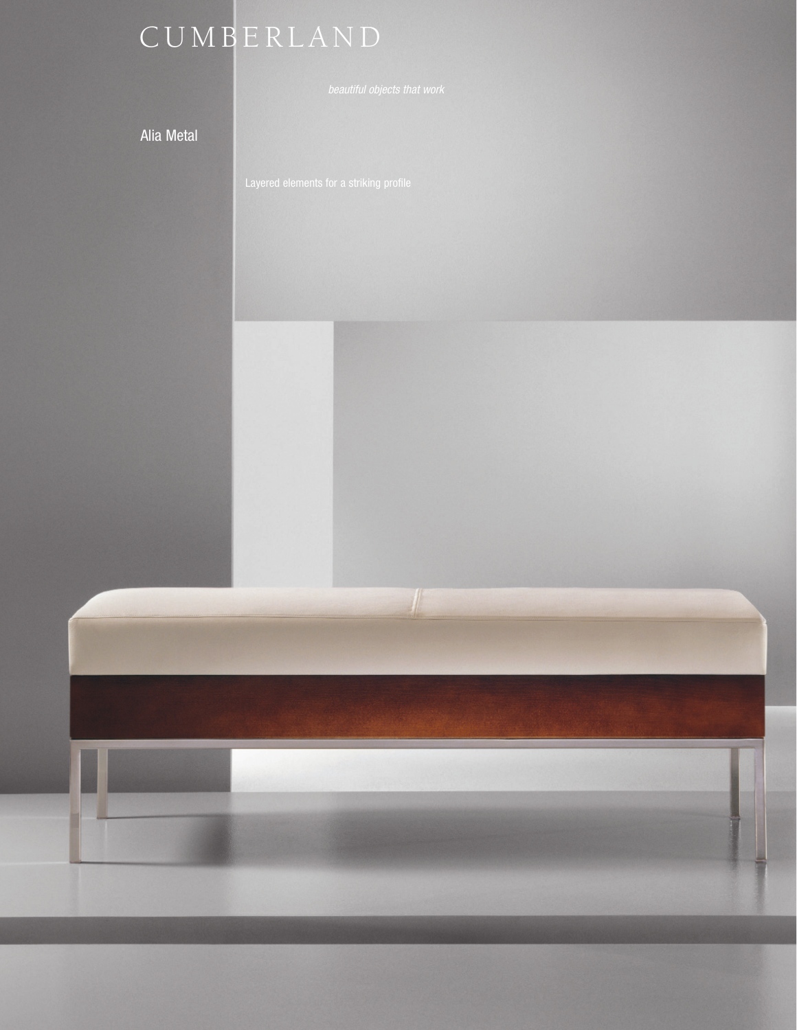# CUMBERLAND

*beautiful objects that work*

## Alia Metal

Layered elements for a striking profile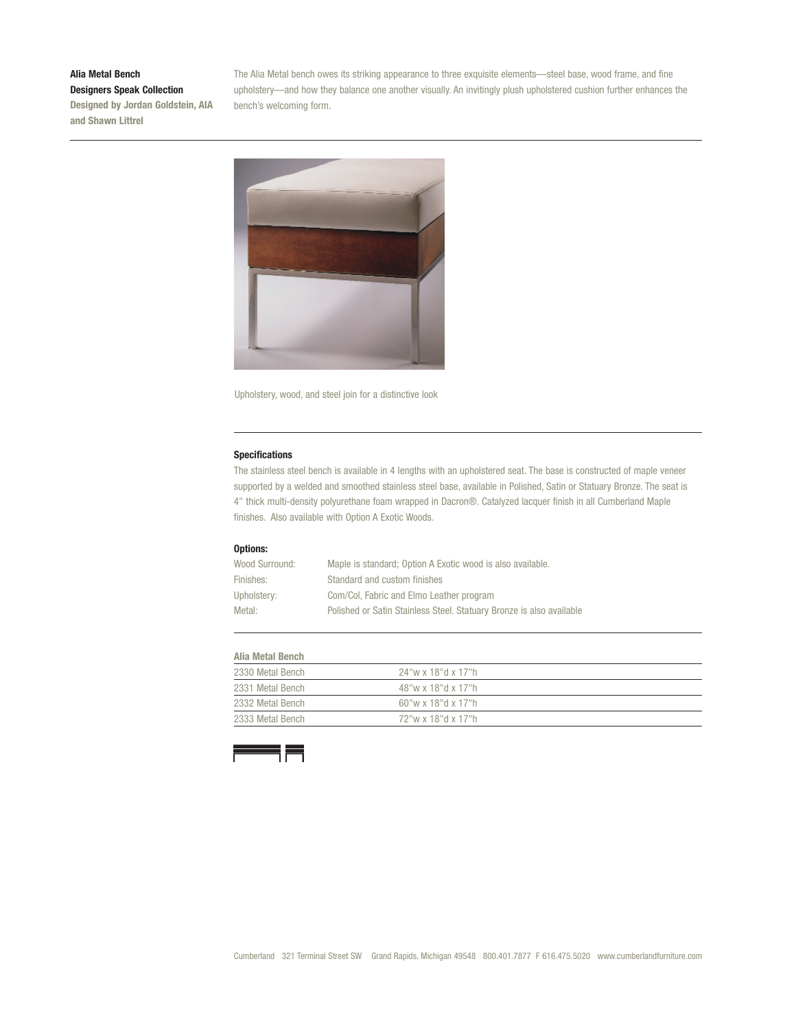**Alia Metal Bench**
**Designers Speak Collection**
**Designed by Jordan Goldstein, AIA and Shawn Littrel**

The Alia Metal bench owes its striking appearance to three exquisite elements—steel base, wood frame, and fine upholstery—and how they balance one another visually. An invitingly plush upholstered cushion further enhances the bench's welcoming form.

Upholstery, wood, and steel join for a distinctive look

### Specifications

The stainless steel bench is available in 4 lengths with an upholstered seat. The base is constructed of maple veneer supported by a welded and smoothed stainless steel base, available in Polished, Satin or Statuary Bronze. The seat is 4" thick multi-density polyurethane foam wrapped in Dacron®. Catalyzed lacquer finish in all Cumberland Maple finishes. Also available with Option A Exotic Woods.

### Options:

| | |
|---|---|
| Wood Surround: | Maple is standard; Option A Exotic wood is also available. |
| Finishes: | Standard and custom finishes |
| Upholstery: | Com/Col, Fabric and Elmo Leather program |
| Metal: | Polished or Satin Stainless Steel. Statuary Bronze is also available |

| Alia Metal Bench | |
|---|---|
| 2330 Metal Bench | 24"w x 18"d x 17"h |
| 2331 Metal Bench | 48"w x 18"d x 17"h |
| 2332 Metal Bench | 60"w x 18"d x 17"h |
| 2333 Metal Bench | 72"w x 18"d x 17"h |

Cumberland 321 Terminal Street SW Grand Rapids, Michigan 49548 800.401.7877 F 616.475.5020 www.cumberlandfurniture.com